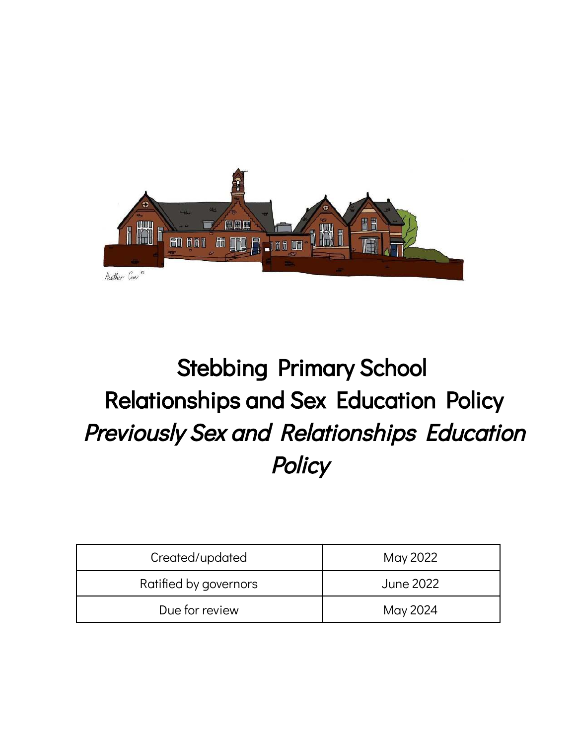# Stebbing Primary School
# Relationships and Sex Education Policy
## *Previously Sex and Relationships Education Policy*

| | |
|---|---|
| Created/updated | May 2022 |
| Ratified by governors | June 2022 |
| Due for review | May 2024 |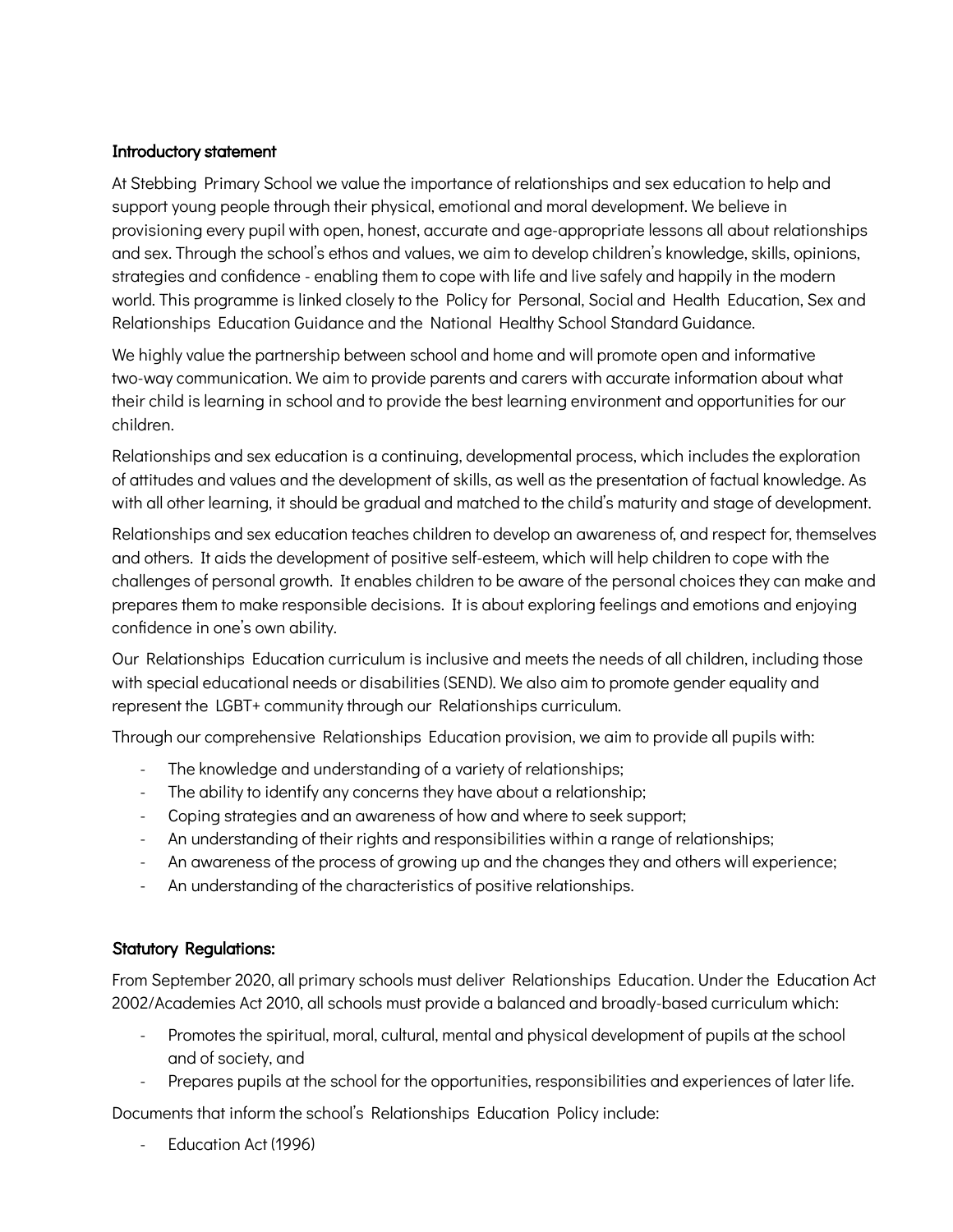### Introductory statement

At Stebbing Primary School we value the importance of relationships and sex education to help and support young people through their physical, emotional and moral development. We believe in provisioning every pupil with open, honest, accurate and age-appropriate lessons all about relationships and sex. Through the school's ethos and values, we aim to develop children's knowledge, skills, opinions, strategies and confidence - enabling them to cope with life and live safely and happily in the modern world. This programme is linked closely to the Policy for Personal, Social and Health Education, Sex and Relationships Education Guidance and the National Healthy School Standard Guidance.

We highly value the partnership between school and home and will promote open and informative two-way communication. We aim to provide parents and carers with accurate information about what their child is learning in school and to provide the best learning environment and opportunities for our children.

Relationships and sex education is a continuing, developmental process, which includes the exploration of attitudes and values and the development of skills, as well as the presentation of factual knowledge. As with all other learning, it should be gradual and matched to the child's maturity and stage of development.

Relationships and sex education teaches children to develop an awareness of, and respect for, themselves and others. It aids the development of positive self-esteem, which will help children to cope with the challenges of personal growth. It enables children to be aware of the personal choices they can make and prepares them to make responsible decisions. It is about exploring feelings and emotions and enjoying confidence in one's own ability.

Our Relationships Education curriculum is inclusive and meets the needs of all children, including those with special educational needs or disabilities (SEND). We also aim to promote gender equality and represent the LGBT+ community through our Relationships curriculum.

Through our comprehensive Relationships Education provision, we aim to provide all pupils with:

- The knowledge and understanding of a variety of relationships;
- The ability to identify any concerns they have about a relationship;
- Coping strategies and an awareness of how and where to seek support;
- An understanding of their rights and responsibilities within a range of relationships;
- An awareness of the process of growing up and the changes they and others will experience;
- An understanding of the characteristics of positive relationships.

### Statutory Regulations:

From September 2020, all primary schools must deliver Relationships Education. Under the Education Act 2002/Academies Act 2010, all schools must provide a balanced and broadly-based curriculum which:

- Promotes the spiritual, moral, cultural, mental and physical development of pupils at the school and of society, and
- Prepares pupils at the school for the opportunities, responsibilities and experiences of later life.

Documents that inform the school's Relationships Education Policy include:

- Education Act (1996)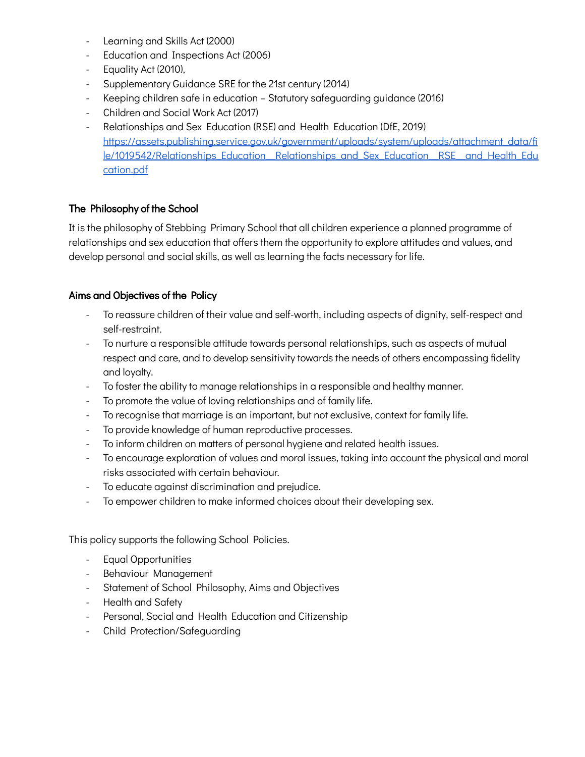- Learning and Skills Act (2000)
- Education and Inspections Act (2006)
- Equality Act (2010),
- Supplementary Guidance SRE for the 21st century (2014)
- Keeping children safe in education – Statutory safeguarding guidance (2016)
- Children and Social Work Act (2017)
- Relationships and Sex Education (RSE) and Health Education (DfE, 2019) [https://assets.publishing.service.gov.uk/government/uploads/system/uploads/attachment_data/file/1019542/Relationships_Education__Relationships_and_Sex_Education__RSE__and_Health_Education.pdf](https://assets.publishing.service.gov.uk/government/uploads/system/uploads/attachment_data/file/1019542/Relationships_Education__Relationships_and_Sex_Education__RSE__and_Health_Education.pdf)

## The Philosophy of the School

It is the philosophy of Stebbing Primary School that all children experience a planned programme of relationships and sex education that offers them the opportunity to explore attitudes and values, and develop personal and social skills, as well as learning the facts necessary for life.

## Aims and Objectives of the Policy

- To reassure children of their value and self-worth, including aspects of dignity, self-respect and self-restraint.
- To nurture a responsible attitude towards personal relationships, such as aspects of mutual respect and care, and to develop sensitivity towards the needs of others encompassing fidelity and loyalty.
- To foster the ability to manage relationships in a responsible and healthy manner.
- To promote the value of loving relationships and of family life.
- To recognise that marriage is an important, but not exclusive, context for family life.
- To provide knowledge of human reproductive processes.
- To inform children on matters of personal hygiene and related health issues.
- To encourage exploration of values and moral issues, taking into account the physical and moral risks associated with certain behaviour.
- To educate against discrimination and prejudice.
- To empower children to make informed choices about their developing sex.

This policy supports the following School Policies.

- Equal Opportunities
- Behaviour Management
- Statement of School Philosophy, Aims and Objectives
- Health and Safety
- Personal, Social and Health Education and Citizenship
- Child Protection/Safeguarding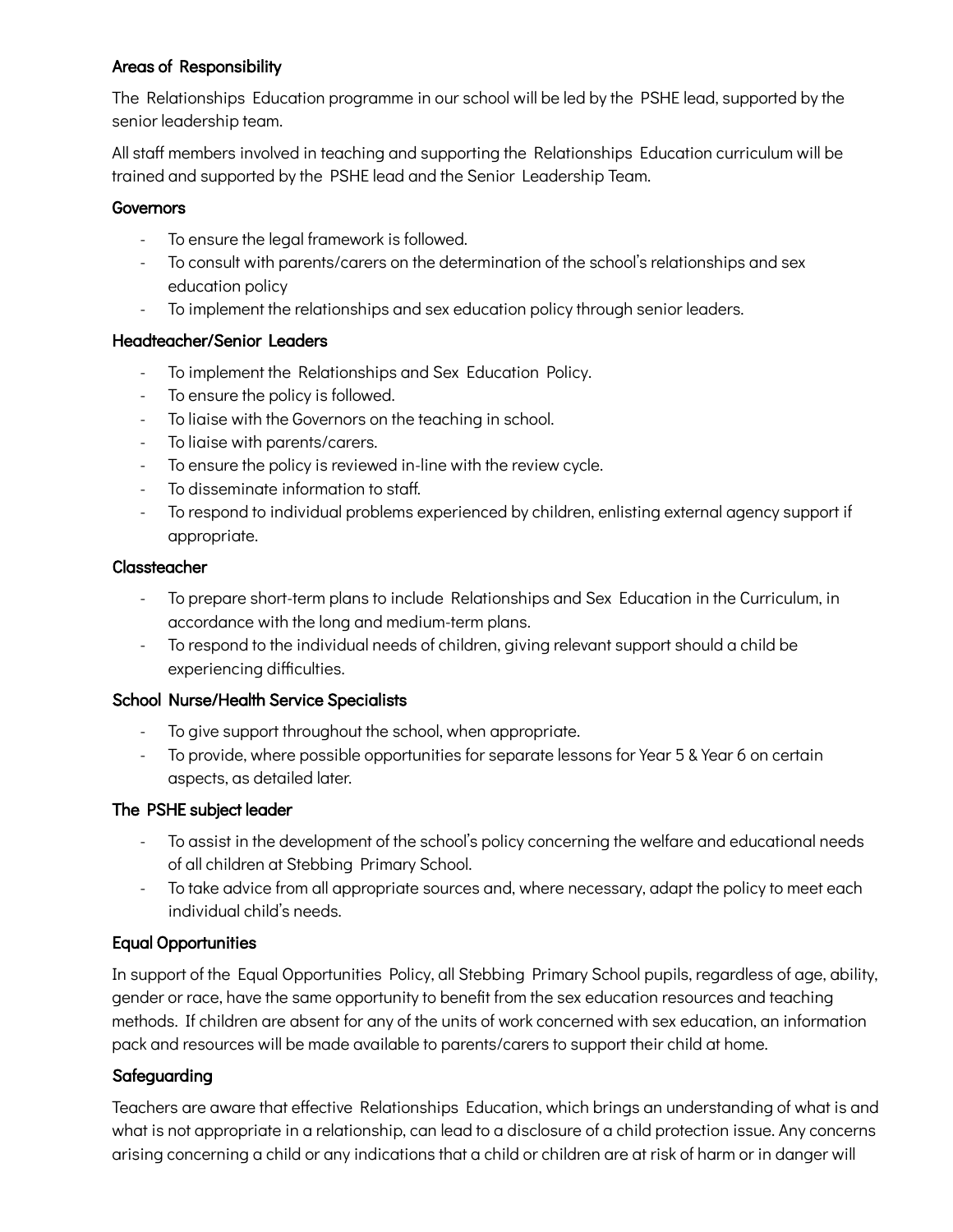## Areas of Responsibility

The Relationships Education programme in our school will be led by the PSHE lead, supported by the senior leadership team.

All staff members involved in teaching and supporting the Relationships Education curriculum will be trained and supported by the PSHE lead and the Senior Leadership Team.

### Governors

- To ensure the legal framework is followed.
- To consult with parents/carers on the determination of the school's relationships and sex education policy
- To implement the relationships and sex education policy through senior leaders.

### Headteacher/Senior Leaders

- To implement the Relationships and Sex Education Policy.
- To ensure the policy is followed.
- To liaise with the Governors on the teaching in school.
- To liaise with parents/carers.
- To ensure the policy is reviewed in-line with the review cycle.
- To disseminate information to staff.
- To respond to individual problems experienced by children, enlisting external agency support if appropriate.

### Classteacher

- To prepare short-term plans to include Relationships and Sex Education in the Curriculum, in accordance with the long and medium-term plans.
- To respond to the individual needs of children, giving relevant support should a child be experiencing difficulties.

### School Nurse/Health Service Specialists

- To give support throughout the school, when appropriate.
- To provide, where possible opportunities for separate lessons for Year 5 & Year 6 on certain aspects, as detailed later.

### The PSHE subject leader

- To assist in the development of the school's policy concerning the welfare and educational needs of all children at Stebbing Primary School.
- To take advice from all appropriate sources and, where necessary, adapt the policy to meet each individual child's needs.

## Equal Opportunities

In support of the Equal Opportunities Policy, all Stebbing Primary School pupils, regardless of age, ability, gender or race, have the same opportunity to benefit from the sex education resources and teaching methods. If children are absent for any of the units of work concerned with sex education, an information pack and resources will be made available to parents/carers to support their child at home.

## Safeguarding

Teachers are aware that effective Relationships Education, which brings an understanding of what is and what is not appropriate in a relationship, can lead to a disclosure of a child protection issue. Any concerns arising concerning a child or any indications that a child or children are at risk of harm or in danger will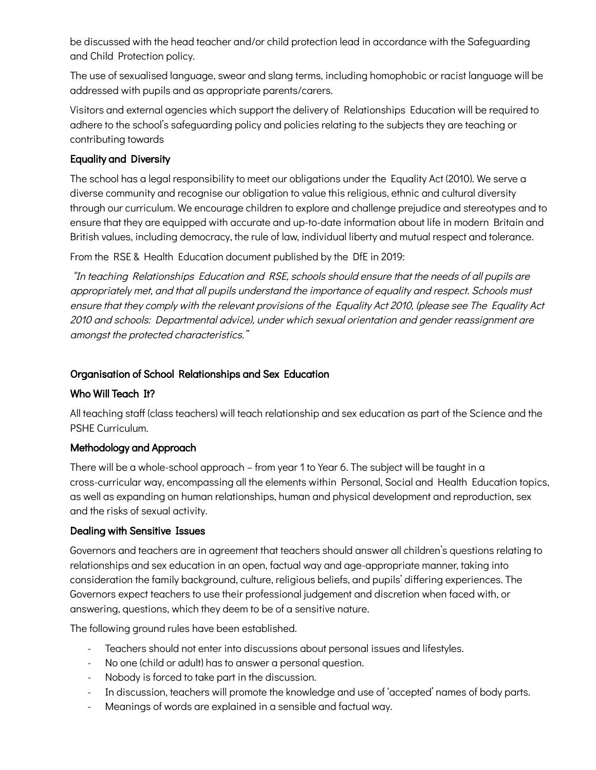be discussed with the head teacher and/or child protection lead in accordance with the Safeguarding and Child Protection policy.

The use of sexualised language, swear and slang terms, including homophobic or racist language will be addressed with pupils and as appropriate parents/carers.

Visitors and external agencies which support the delivery of Relationships Education will be required to adhere to the school's safeguarding policy and policies relating to the subjects they are teaching or contributing towards

### Equality and Diversity

The school has a legal responsibility to meet our obligations under the Equality Act (2010). We serve a diverse community and recognise our obligation to value this religious, ethnic and cultural diversity through our curriculum. We encourage children to explore and challenge prejudice and stereotypes and to ensure that they are equipped with accurate and up-to-date information about life in modern Britain and British values, including democracy, the rule of law, individual liberty and mutual respect and tolerance.

From the RSE & Health Education document published by the DfE in 2019:

*"In teaching Relationships Education and RSE, schools should ensure that the needs of all pupils are appropriately met, and that all pupils understand the importance of equality and respect. Schools must ensure that they comply with the relevant provisions of the Equality Act 2010, (please see The Equality Act 2010 and schools: Departmental advice), under which sexual orientation and gender reassignment are amongst the protected characteristics."*

### Organisation of School Relationships and Sex Education

### Who Will Teach It?

All teaching staff (class teachers) will teach relationship and sex education as part of the Science and the PSHE Curriculum.

### Methodology and Approach

There will be a whole-school approach – from year 1 to Year 6. The subject will be taught in a cross-curricular way, encompassing all the elements within Personal, Social and Health Education topics, as well as expanding on human relationships, human and physical development and reproduction, sex and the risks of sexual activity.

### Dealing with Sensitive Issues

Governors and teachers are in agreement that teachers should answer all children's questions relating to relationships and sex education in an open, factual way and age-appropriate manner, taking into consideration the family background, culture, religious beliefs, and pupils' differing experiences. The Governors expect teachers to use their professional judgement and discretion when faced with, or answering, questions, which they deem to be of a sensitive nature.

The following ground rules have been established.

- Teachers should not enter into discussions about personal issues and lifestyles.
- No one (child or adult) has to answer a personal question.
- Nobody is forced to take part in the discussion.
- In discussion, teachers will promote the knowledge and use of 'accepted' names of body parts.
- Meanings of words are explained in a sensible and factual way.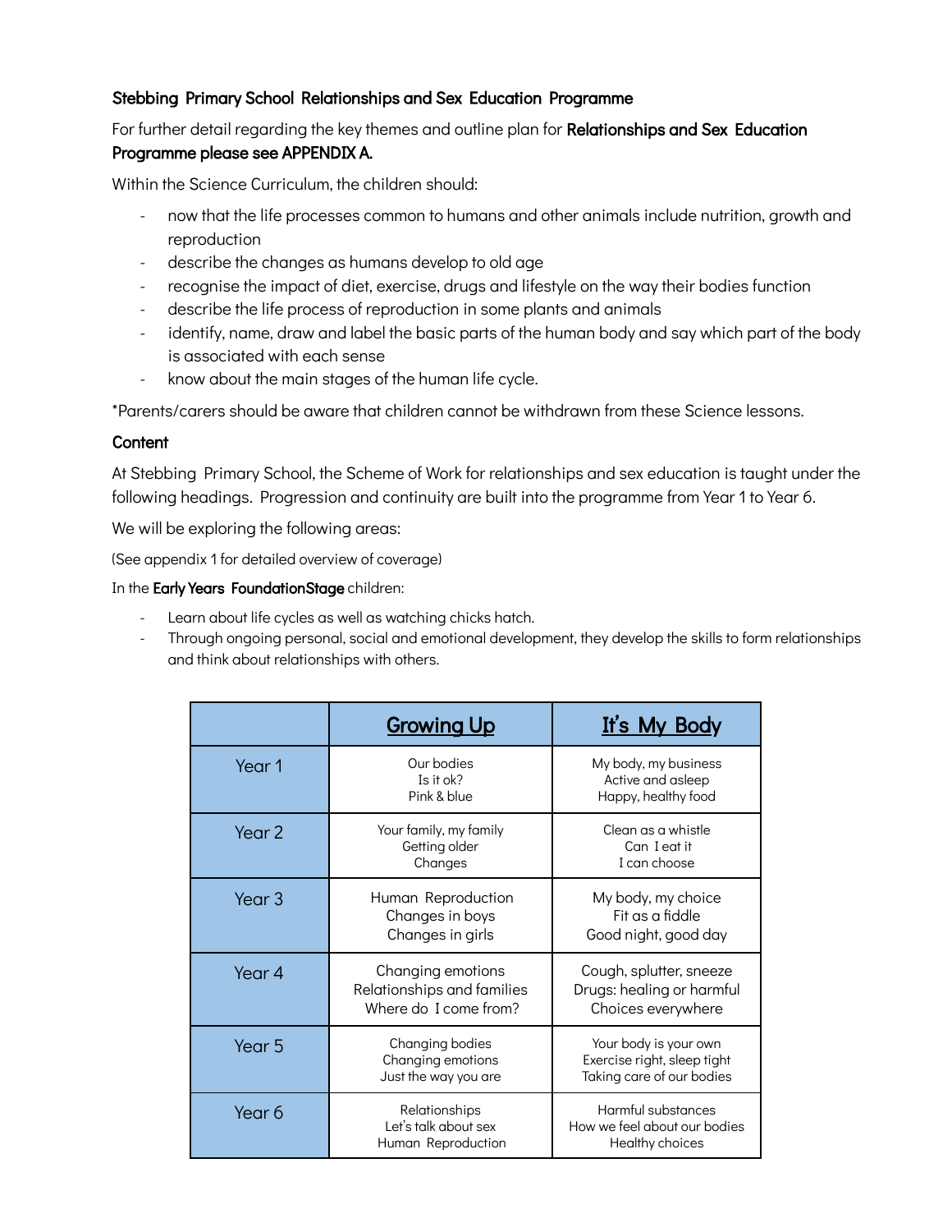**Stebbing Primary School Relationships and Sex Education Programme**

For further detail regarding the key themes and outline plan for **Relationships and Sex Education Programme please see APPENDIX A.**

Within the Science Curriculum, the children should:

- now that the life processes common to humans and other animals include nutrition, growth and reproduction
- describe the changes as humans develop to old age
- recognise the impact of diet, exercise, drugs and lifestyle on the way their bodies function
- describe the life process of reproduction in some plants and animals
- identify, name, draw and label the basic parts of the human body and say which part of the body is associated with each sense
- know about the main stages of the human life cycle.

*Parents/carers should be aware that children cannot be withdrawn from these Science lessons.

**Content**

At Stebbing Primary School, the Scheme of Work for relationships and sex education is taught under the following headings. Progression and continuity are built into the programme from Year 1 to Year 6.

We will be exploring the following areas:

(See appendix 1 for detailed overview of coverage)

In the **Early Years FoundationStage** children:

- Learn about life cycles as well as watching chicks hatch.
- Through ongoing personal, social and emotional development, they develop the skills to form relationships and think about relationships with others.

| | <u>Growing Up</u> | <u>It's My Body</u> |
|---|---|---|
| Year 1 | Our bodies<br>Is it ok?<br>Pink & blue | My body, my business<br>Active and asleep<br>Happy, healthy food |
| Year 2 | Your family, my family<br>Getting older<br>Changes | Clean as a whistle<br>Can I eat it<br>I can choose |
| Year 3 | Human Reproduction<br>Changes in boys<br>Changes in girls | My body, my choice<br>Fit as a fiddle<br>Good night, good day |
| Year 4 | Changing emotions<br>Relationships and families<br>Where do I come from? | Cough, splutter, sneeze<br>Drugs: healing or harmful<br>Choices everywhere |
| Year 5 | Changing bodies<br>Changing emotions<br>Just the way you are | Your body is your own<br>Exercise right, sleep tight<br>Taking care of our bodies |
| Year 6 | Relationships<br>Let's talk about sex<br>Human Reproduction | Harmful substances<br>How we feel about our bodies<br>Healthy choices |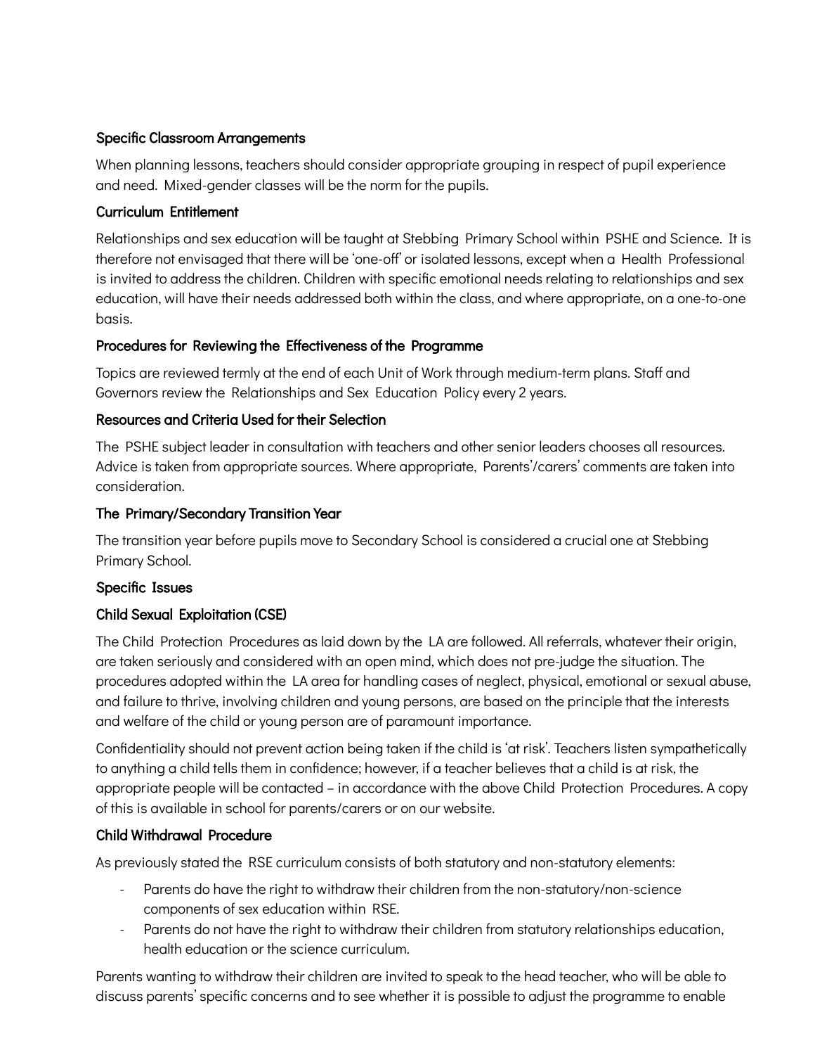### Specific Classroom Arrangements

When planning lessons, teachers should consider appropriate grouping in respect of pupil experience and need. Mixed-gender classes will be the norm for the pupils.

### Curriculum Entitlement

Relationships and sex education will be taught at Stebbing Primary School within PSHE and Science. It is therefore not envisaged that there will be 'one-off' or isolated lessons, except when a Health Professional is invited to address the children. Children with specific emotional needs relating to relationships and sex education, will have their needs addressed both within the class, and where appropriate, on a one-to-one basis.

### Procedures for Reviewing the Effectiveness of the Programme

Topics are reviewed termly at the end of each Unit of Work through medium-term plans. Staff and Governors review the Relationships and Sex Education Policy every 2 years.

### Resources and Criteria Used for their Selection

The PSHE subject leader in consultation with teachers and other senior leaders chooses all resources. Advice is taken from appropriate sources. Where appropriate, Parents'/carers' comments are taken into consideration.

### The Primary/Secondary Transition Year

The transition year before pupils move to Secondary School is considered a crucial one at Stebbing Primary School.

### Specific Issues

### Child Sexual Exploitation (CSE)

The Child Protection Procedures as laid down by the LA are followed. All referrals, whatever their origin, are taken seriously and considered with an open mind, which does not pre-judge the situation. The procedures adopted within the LA area for handling cases of neglect, physical, emotional or sexual abuse, and failure to thrive, involving children and young persons, are based on the principle that the interests and welfare of the child or young person are of paramount importance.

Confidentiality should not prevent action being taken if the child is 'at risk'. Teachers listen sympathetically to anything a child tells them in confidence; however, if a teacher believes that a child is at risk, the appropriate people will be contacted – in accordance with the above Child Protection Procedures. A copy of this is available in school for parents/carers or on our website.

### Child Withdrawal Procedure

As previously stated the RSE curriculum consists of both statutory and non-statutory elements:

- Parents do have the right to withdraw their children from the non-statutory/non-science components of sex education within RSE.
- Parents do not have the right to withdraw their children from statutory relationships education, health education or the science curriculum.

Parents wanting to withdraw their children are invited to speak to the head teacher, who will be able to discuss parents' specific concerns and to see whether it is possible to adjust the programme to enable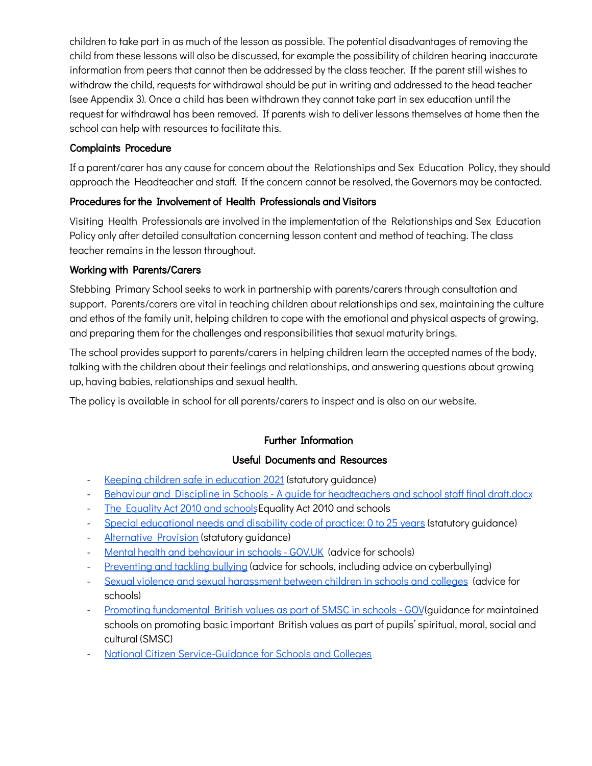children to take part in as much of the lesson as possible. The potential disadvantages of removing the child from these lessons will also be discussed, for example the possibility of children hearing inaccurate information from peers that cannot then be addressed by the class teacher. If the parent still wishes to withdraw the child, requests for withdrawal should be put in writing and addressed to the head teacher (see Appendix 3). Once a child has been withdrawn they cannot take part in sex education until the request for withdrawal has been removed. If parents wish to deliver lessons themselves at home then the school can help with resources to facilitate this.

### Complaints Procedure

If a parent/carer has any cause for concern about the Relationships and Sex Education Policy, they should approach the Headteacher and staff. If the concern cannot be resolved, the Governors may be contacted.

### Procedures for the Involvement of Health Professionals and Visitors

Visiting Health Professionals are involved in the implementation of the Relationships and Sex Education Policy only after detailed consultation concerning lesson content and method of teaching. The class teacher remains in the lesson throughout.

### Working with Parents/Carers

Stebbing Primary School seeks to work in partnership with parents/carers through consultation and support. Parents/carers are vital in teaching children about relationships and sex, maintaining the culture and ethos of the family unit, helping children to cope with the emotional and physical aspects of growing, and preparing them for the challenges and responsibilities that sexual maturity brings.

The school provides support to parents/carers in helping children learn the accepted names of the body, talking with the children about their feelings and relationships, and answering questions about growing up, having babies, relationships and sexual health.

The policy is available in school for all parents/carers to inspect and is also on our website.

## Further Information

### Useful Documents and Resources

- Keeping children safe in education 2021 (statutory guidance)
- Behaviour and Discipline in Schools - A guide for headteachers and school staff final draft.docx
- The Equality Act 2010 and schoolsEquality Act 2010 and schools
- Special educational needs and disability code of practice: 0 to 25 years (statutory guidance)
- Alternative Provision (statutory guidance)
- Mental health and behaviour in schools - GOV.UK (advice for schools)
- Preventing and tackling bullying (advice for schools, including advice on cyberbullying)
- Sexual violence and sexual harassment between children in schools and colleges (advice for schools)
- Promoting fundamental British values as part of SMSC in schools - GOV(guidance for maintained schools on promoting basic important British values as part of pupils' spiritual, moral, social and cultural (SMSC)
- National Citizen Service-Guidance for Schools and Colleges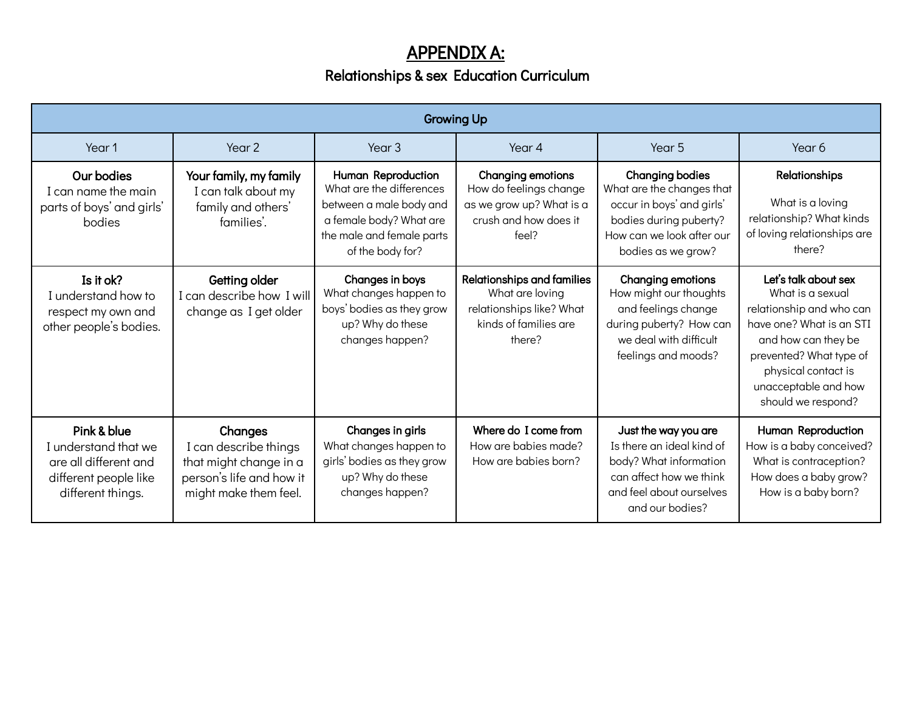# APPENDIX A:

## Relationships & sex Education Curriculum

| Growing Up | | | | | |
|---|---|---|---|---|---|
| Year 1 | Year 2 | Year 3 | Year 4 | Year 5 | Year 6 |
| **Our bodies** I can name the main parts of boys' and girls' bodies | **Your family, my family** I can talk about my family and others' families'. | **Human Reproduction** What are the differences between a male body and a female body? What are the male and female parts of the body for? | **Changing emotions** How do feelings change as we grow up? What is a crush and how does it feel? | **Changing bodies** What are the changes that occur in boys' and girls' bodies during puberty? How can we look after our bodies as we grow? | **Relationships** What is a loving relationship? What kinds of loving relationships are there? |
| **Is it ok?** I understand how to respect my own and other people's bodies. | **Getting older** I can describe how I will change as I get older | **Changes in boys** What changes happen to boys' bodies as they grow up? Why do these changes happen? | **Relationships and families** What are loving relationships like? What kinds of families are there? | **Changing emotions** How might our thoughts and feelings change during puberty? How can we deal with difficult feelings and moods? | **Let's talk about sex** What is a sexual relationship and who can have one? What is an STI and how can they be prevented? What type of physical contact is unacceptable and how should we respond? |
| **Pink & blue** I understand that we are all different and different people like different things. | **Changes** I can describe things that might change in a person's life and how it might make them feel. | **Changes in girls** What changes happen to girls' bodies as they grow up? Why do these changes happen? | **Where do I come from** How are babies made? How are babies born? | **Just the way you are** Is there an ideal kind of body? What information can affect how we think and feel about ourselves and our bodies? | **Human Reproduction** How is a baby conceived? What is contraception? How does a baby grow? How is a baby born? |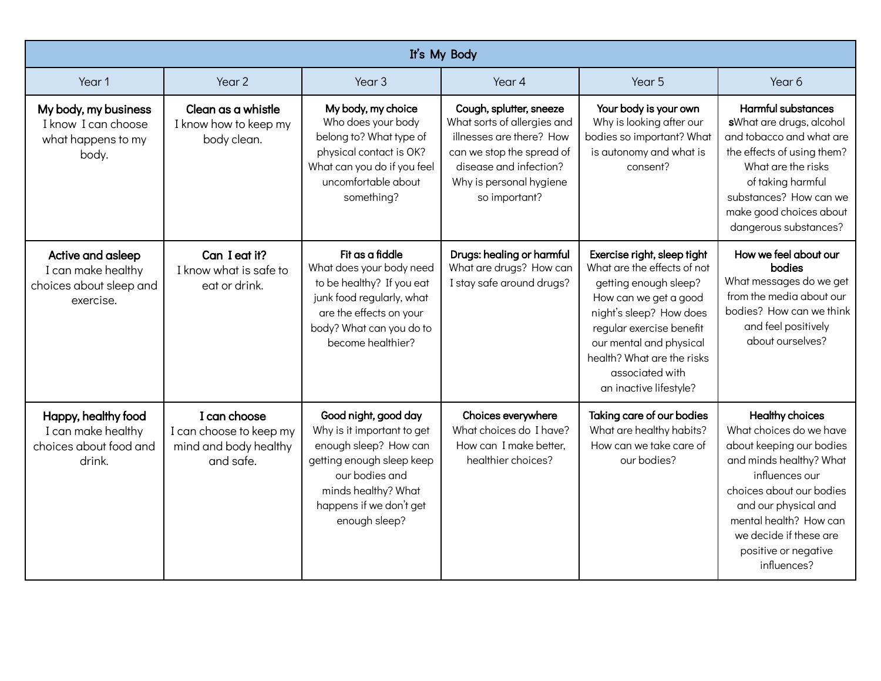| It's My Body | | | | | |
|---|---|---|---|---|---|
| Year 1 | Year 2 | Year 3 | Year 4 | Year 5 | Year 6 |
| **My body, my business** I know I can choose what happens to my body. | **Clean as a whistle** I know how to keep my body clean. | **My body, my choice** Who does your body belong to? What type of physical contact is OK? What can you do if you feel uncomfortable about something? | **Cough, splutter, sneeze** What sorts of allergies and illnesses are there? How can we stop the spread of disease and infection? Why is personal hygiene so important? | **Your body is your own** Why is looking after our bodies so important? What is autonomy and what is consent? | **Harmful substances** **s**What are drugs, alcohol and tobacco and what are the effects of using them? What are the risks of taking harmful substances? How can we make good choices about dangerous substances? |
| **Active and asleep** I can make healthy choices about sleep and exercise. | **Can I eat it?** I know what is safe to eat or drink. | **Fit as a fiddle** What does your body need to be healthy? If you eat junk food regularly, what are the effects on your body? What can you do to become healthier? | **Drugs: healing or harmful** What are drugs? How can I stay safe around drugs? | **Exercise right, sleep tight** What are the effects of not getting enough sleep? How can we get a good night's sleep? How does regular exercise benefit our mental and physical health? What are the risks associated with an inactive lifestyle? | **How we feel about our bodies** What messages do we get from the media about our bodies? How can we think and feel positively about ourselves? |
| **Happy, healthy food** I can make healthy choices about food and drink. | **I can choose** I can choose to keep my mind and body healthy and safe. | **Good night, good day** Why is it important to get enough sleep? How can getting enough sleep keep our bodies and minds healthy? What happens if we don't get enough sleep? | **Choices everywhere** What choices do I have? How can I make better, healthier choices? | **Taking care of our bodies** What are healthy habits? How can we take care of our bodies? | **Healthy choices** What choices do we have about keeping our bodies and minds healthy? What influences our choices about our bodies and our physical and mental health? How can we decide if these are positive or negative influences? |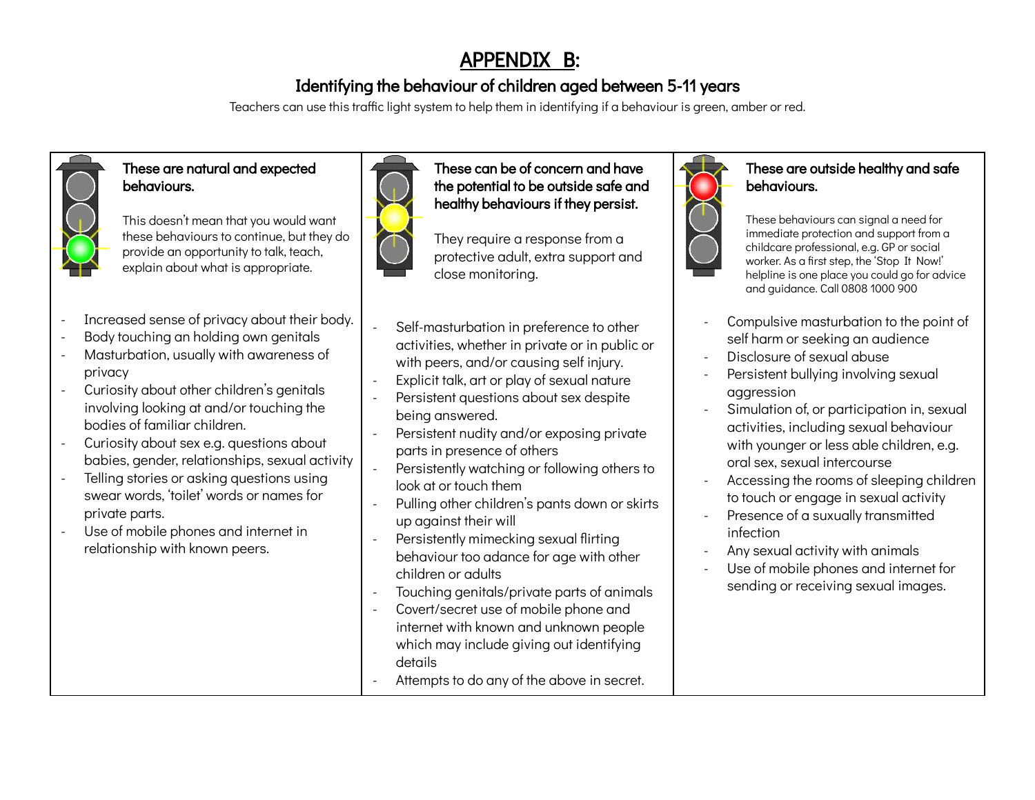# APPENDIX B:

## Identifying the behaviour of children aged between 5-11 years

Teachers can use this traffic light system to help them in identifying if a behaviour is green, amber or red.

**These are natural and expected behaviours.**

This doesn't mean that you would want these behaviours to continue, but they do provide an opportunity to talk, teach, explain about what is appropriate.

- Increased sense of privacy about their body.
- Body touching an holding own genitals
- Masturbation, usually with awareness of privacy
- Curiosity about other children's genitals involving looking at and/or touching the bodies of familiar children.
- Curiosity about sex e.g. questions about babies, gender, relationships, sexual activity
- Telling stories or asking questions using swear words, 'toilet' words or names for private parts.
- Use of mobile phones and internet in relationship with known peers.

**These can be of concern and have the potential to be outside safe and healthy behaviours if they persist.**

They require a response from a protective adult, extra support and close monitoring.

- Self-masturbation in preference to other activities, whether in private or in public or with peers, and/or causing self injury.
- Explicit talk, art or play of sexual nature
- Persistent questions about sex despite being answered.
- Persistent nudity and/or exposing private parts in presence of others
- Persistently watching or following others to look at or touch them
- Pulling other children's pants down or skirts up against their will
- Persistently mimecking sexual flirting behaviour too adance for age with other children or adults
- Touching genitals/private parts of animals
- Covert/secret use of mobile phone and internet with known and unknown people which may include giving out identifying details
- Attempts to do any of the above in secret.

**These are outside healthy and safe behaviours.**

These behaviours can signal a need for immediate protection and support from a childcare professional, e.g. GP or social worker. As a first step, the 'Stop It Now!' helpline is one place you could go for advice and guidance. Call 0808 1000 900

- Compulsive masturbation to the point of self harm or seeking an audience
- Disclosure of sexual abuse
- Persistent bullying involving sexual aggression
- Simulation of, or participation in, sexual activities, including sexual behaviour with younger or less able children, e.g. oral sex, sexual intercourse
- Accessing the rooms of sleeping children to touch or engage in sexual activity
- Presence of a suxually transmitted infection
- Any sexual activity with animals
- Use of mobile phones and internet for sending or receiving sexual images.